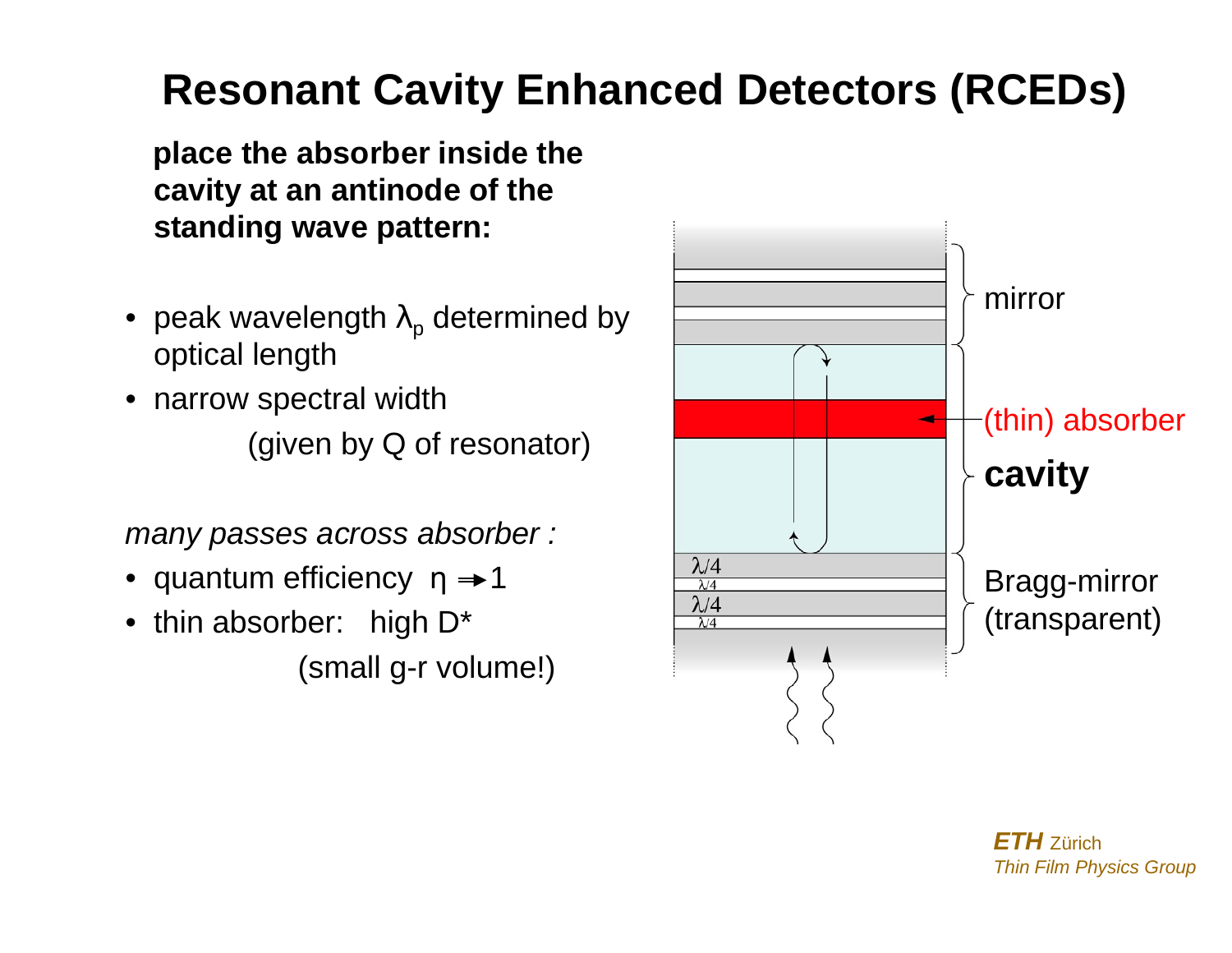# Resonant Cavity Enhanced Detectors (RCEDs)

**place the absorber inside the cavity at an antinode of the standing wave pattern:**

- peak wavelength $\lambda_p$ determined by optical length
- narrow spectral width (given by Q of resonator)

*many passes across absorber :*

- quantum efficiency $\eta \rightarrow 1$
- thin absorber: high D* (small g-r volume!)

mirror

(thin) absorber

**cavity**

$\lambda/4$

$\lambda/4$

$\lambda/4$

$\lambda/4$

Bragg-mirror (transparent)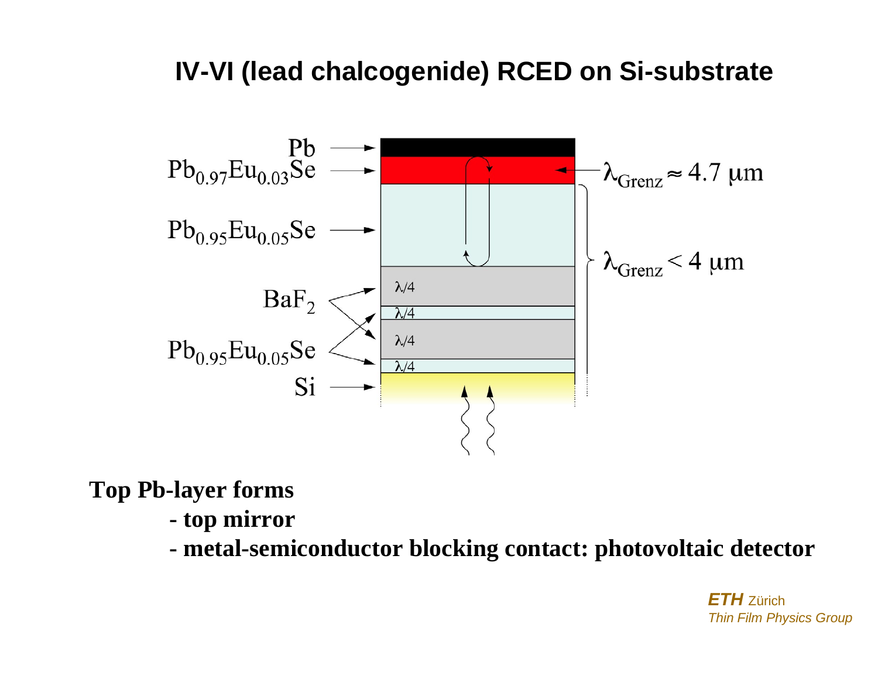# IV-VI (lead chalcogenide) RCED on Si-substrate

Pb

$Pb_{0.97}Eu_{0.03}Se$

$Pb_{0.95}Eu_{0.05}Se$

$BaF_2$

$Pb_{0.95}Eu_{0.05}Se$

Si

$\lambda/4$

$\lambda/4$

$\lambda/4$

$\lambda/4$

$\lambda_{Grenz} \approx 4.7\ \mu m$

$\lambda_{Grenz} < 4\ \mu m$

**Top Pb-layer forms**

- **top mirror**
- **metal-semiconductor blocking contact: photovoltaic detector**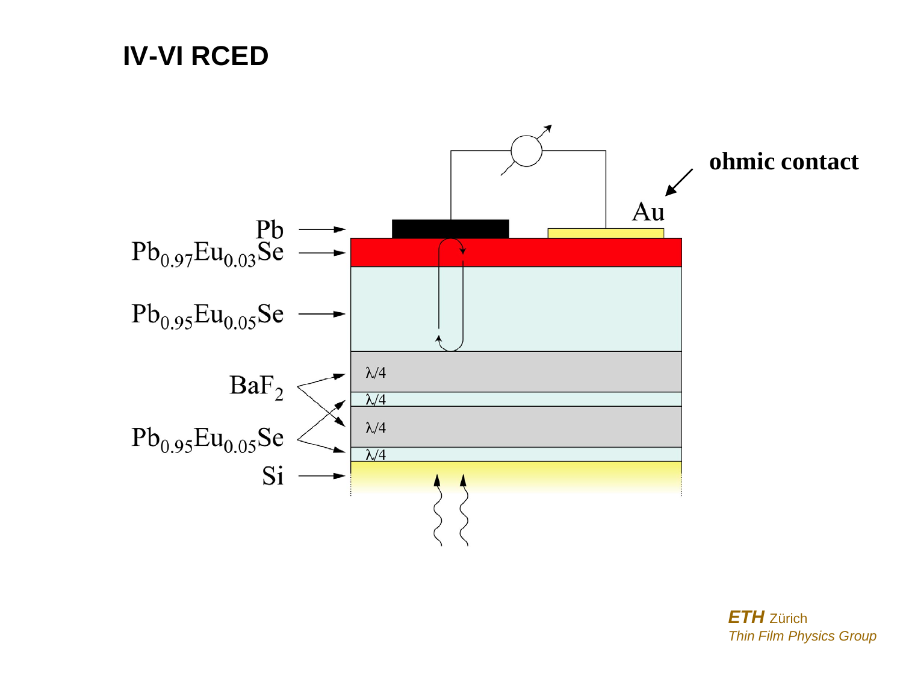# IV-VI RCED

ohmic contact

Au

Pb

$Pb_{0.97}Eu_{0.03}Se$

$Pb_{0.95}Eu_{0.05}Se$

$BaF_2$

$Pb_{0.95}Eu_{0.05}Se$

Si

$\lambda/4$

$\lambda/4$

$\lambda/4$

$\lambda/4$

***ETH*** Zürich
*Thin Film Physics Group*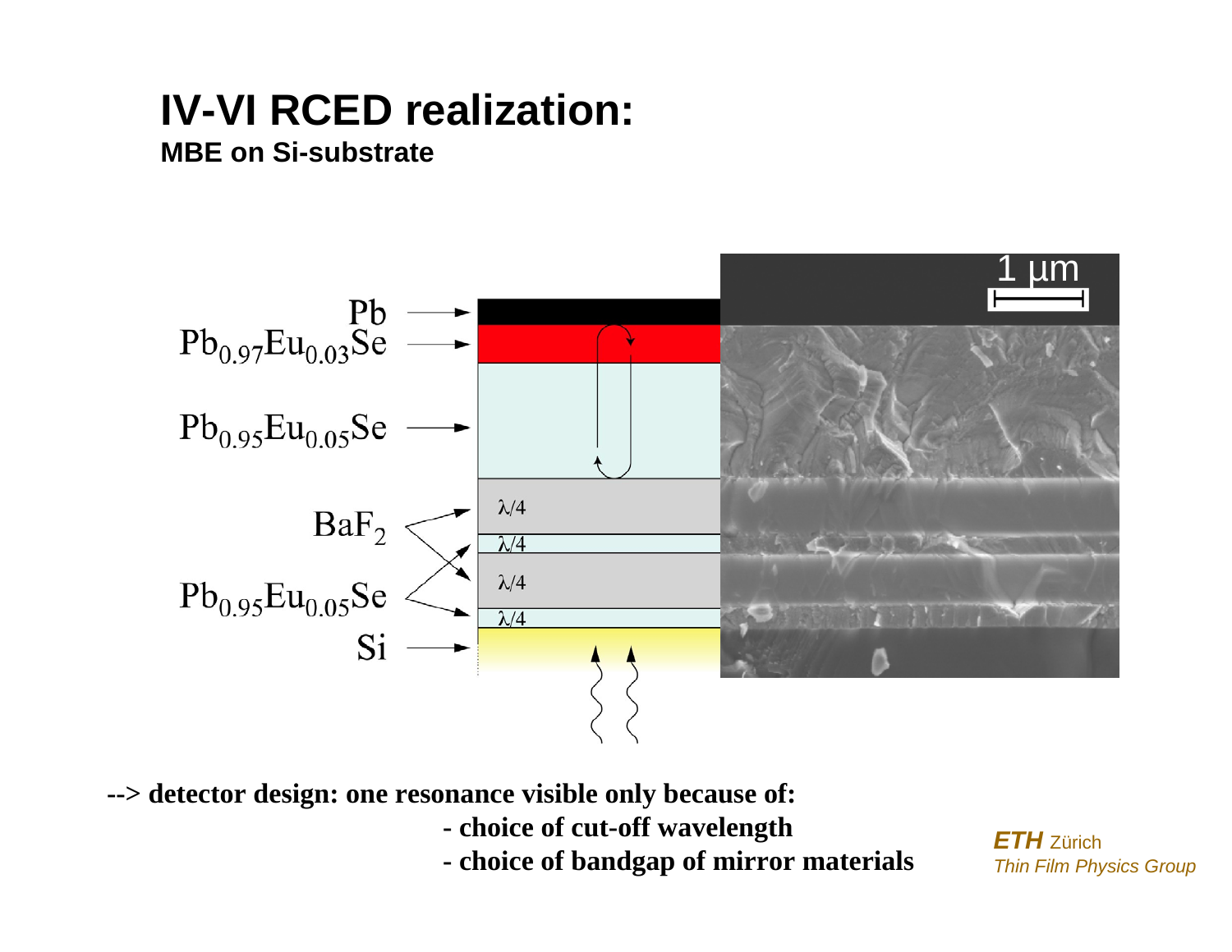# IV-VI RCED realization:

**MBE on Si-substrate**

Pb

$Pb_{0.97}Eu_{0.03}Se$

$Pb_{0.95}Eu_{0.05}Se$

$BaF_2$

$Pb_{0.95}Eu_{0.05}Se$

Si

λ/4

λ/4

λ/4

λ/4

1 µm

**--> detector design: one resonance visible only because of:**

**- choice of cut-off wavelength**

**- choice of bandgap of mirror materials**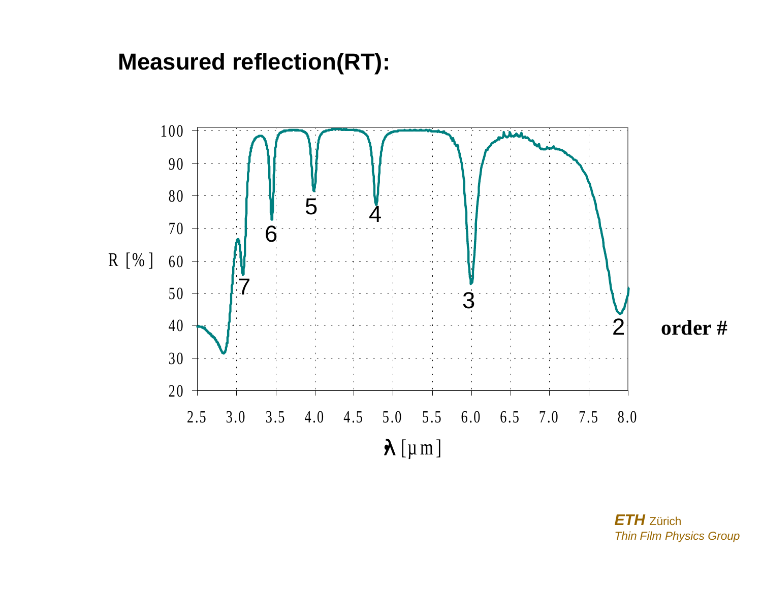## Measured reflection(RT):

R [%]

100
90
80
70
60
50
40
30
20

2.5 3.0 3.5 4.0 4.5 5.0 5.5 6.0 6.5 7.0 7.5 8.0

$\lambda$ [μm]

7 6 5 4 3 2 **order #**

***ETH*** Zürich
*Thin Film Physics Group*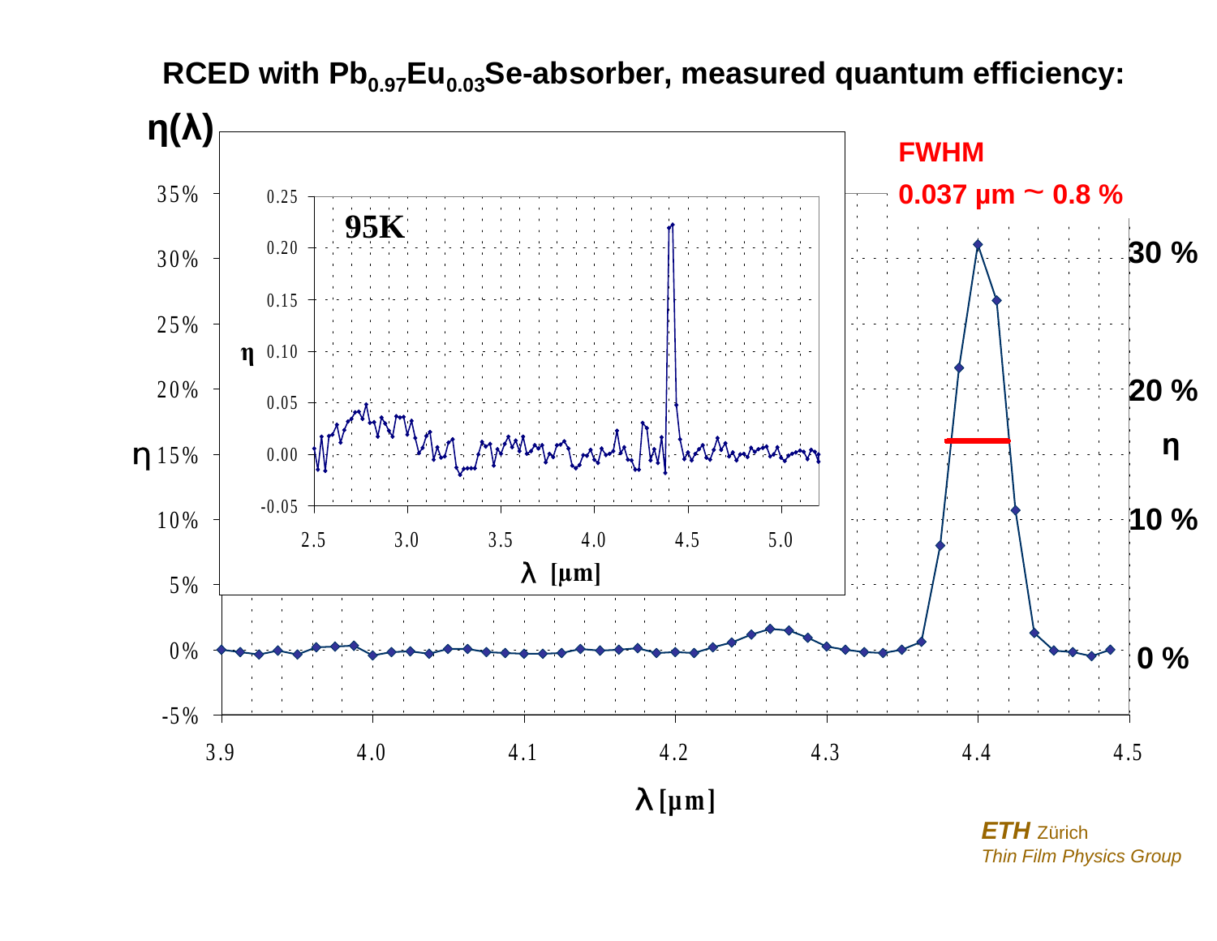# RCED with $Pb_{0.97}Eu_{0.03}Se$-absorber, measured quantum efficiency:

$\eta(\lambda)$

**FWHM**

**0.037 µm ~ 0.8 %**

95K

$\lambda$ [µm]

*ETH* Zürich
*Thin Film Physics Group*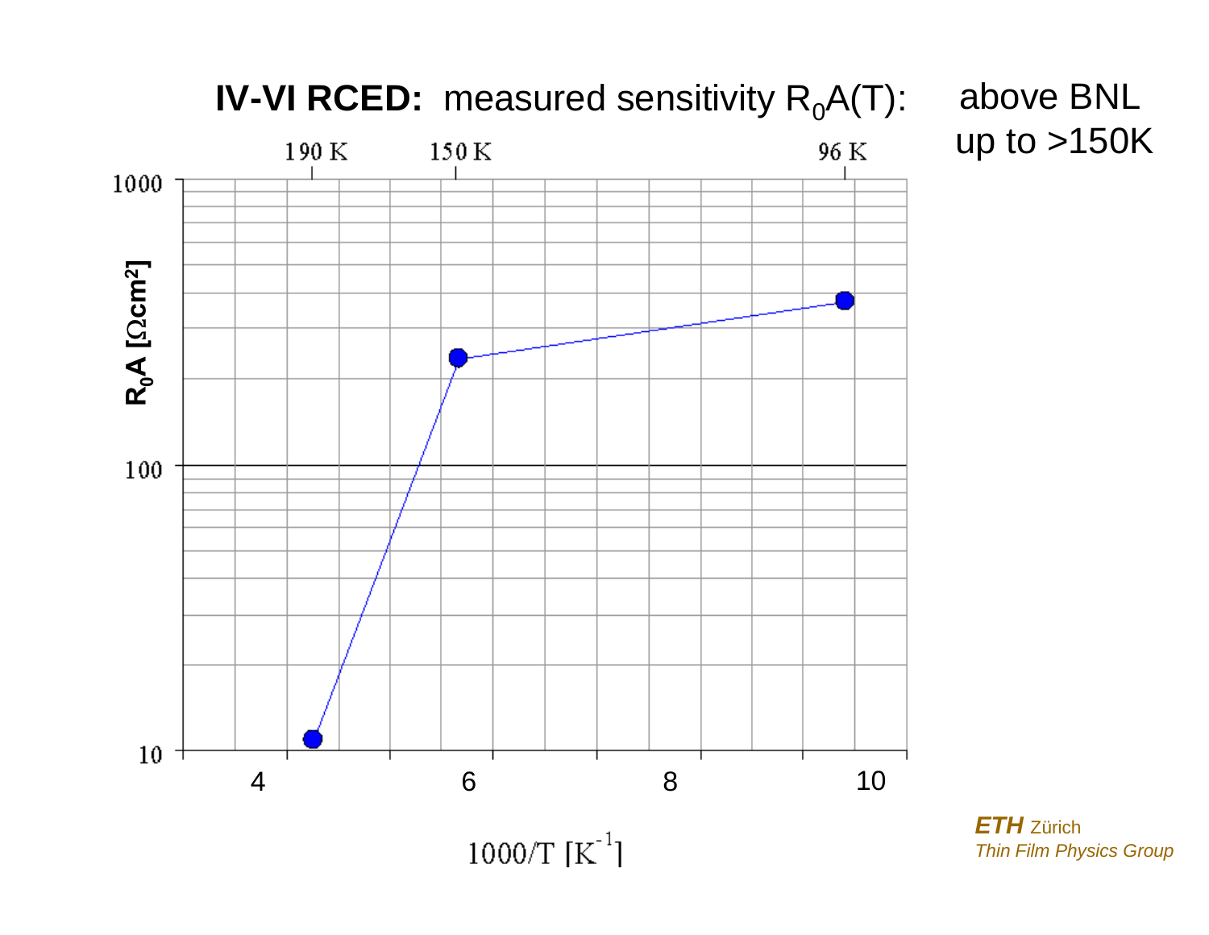**IV-VI RCED:** measured sensitivity $R_0A(T)$:

above BNL up to >150K

190 K
150 K
96 K

1000
100
10

$R_0A$ [$\Omega cm^2$]

4
6
8
10

1000/T [$K^{-1}$]

***ETH*** Zürich
*Thin Film Physics Group*